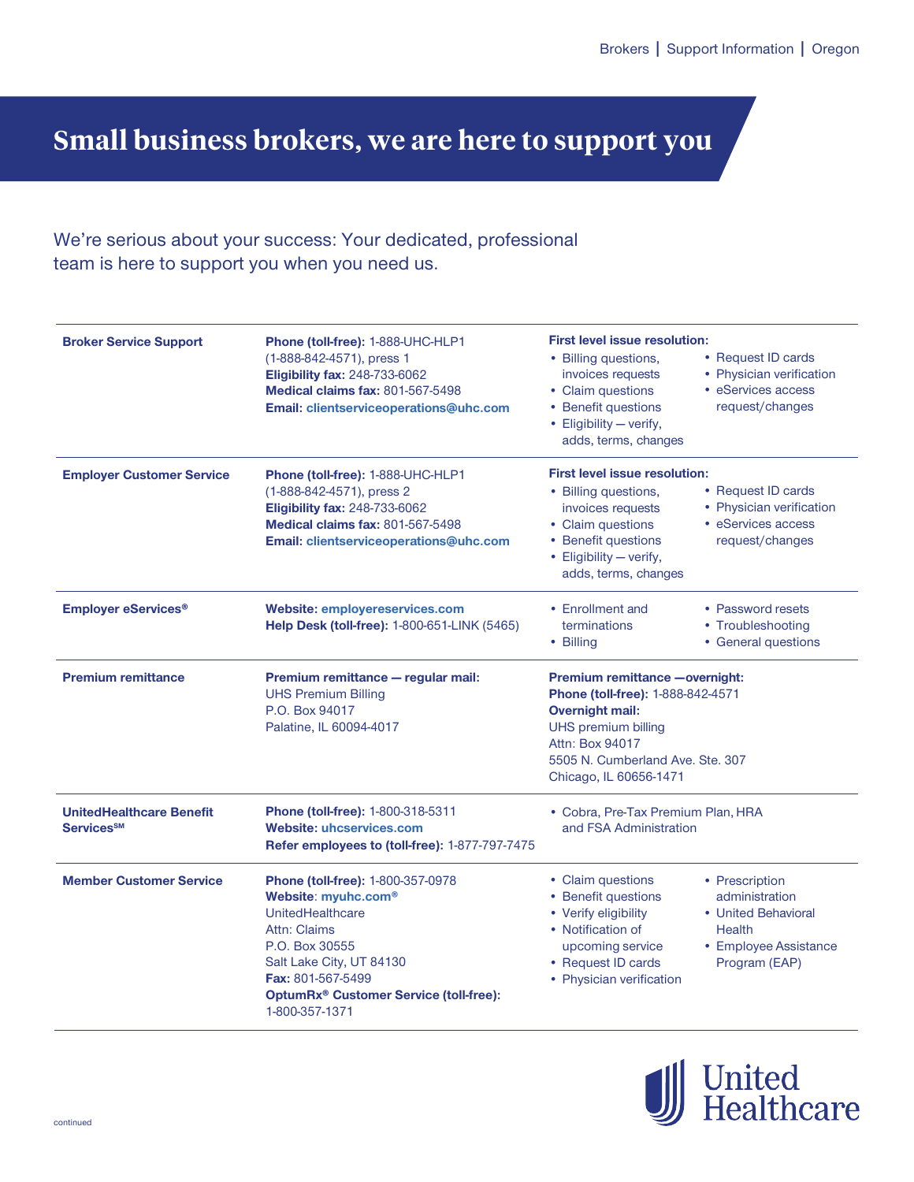# Small business brokers, we are here to support you

We're serious about your success: Your dedicated, professional team is here to support you when you need us.

| | | |
|---|---|---|
| **Broker Service Support** | **Phone (toll-free):** 1-888-UHC-HLP1 (1-888-842-4571), press 1<br>**Eligibility fax:** 248-733-6062<br>**Medical claims fax:** 801-567-5498<br>**Email:** clientserviceoperations@uhc.com | **First level issue resolution:**<br>• Billing questions, invoices requests<br>• Claim questions<br>• Benefit questions<br>• Eligibility — verify, adds, terms, changes<br>• Request ID cards<br>• Physician verification<br>• eServices access request/changes |
| **Employer Customer Service** | **Phone (toll-free):** 1-888-UHC-HLP1 (1-888-842-4571), press 2<br>**Eligibility fax:** 248-733-6062<br>**Medical claims fax:** 801-567-5498<br>**Email:** clientserviceoperations@uhc.com | **First level issue resolution:**<br>• Billing questions, invoices requests<br>• Claim questions<br>• Benefit questions<br>• Eligibility — verify, adds, terms, changes<br>• Request ID cards<br>• Physician verification<br>• eServices access request/changes |
| **Employer eServices®** | **Website:** employereservices.com<br>**Help Desk (toll-free):** 1-800-651-LINK (5465) | • Enrollment and terminations<br>• Billing<br>• Password resets<br>• Troubleshooting<br>• General questions |
| **Premium remittance** | **Premium remittance — regular mail:**<br>UHS Premium Billing<br>P.O. Box 94017<br>Palatine, IL 60094-4017 | **Premium remittance —overnight:**<br>**Phone (toll-free):** 1-888-842-4571<br>**Overnight mail:**<br>UHS premium billing<br>Attn: Box 94017<br>5505 N. Cumberland Ave. Ste. 307<br>Chicago, IL 60656-1471 |
| **UnitedHealthcare Benefit Services℠** | **Phone (toll-free):** 1-800-318-5311<br>**Website:** uhcservices.com<br>**Refer employees to (toll-free):** 1-877-797-7475 | • Cobra, Pre-Tax Premium Plan, HRA and FSA Administration |
| **Member Customer Service** | **Phone (toll-free):** 1-800-357-0978<br>**Website**: myuhc.com®<br>UnitedHealthcare<br>Attn: Claims<br>P.O. Box 30555<br>Salt Lake City, UT 84130<br>**Fax:** 801-567-5499<br>**OptumRx® Customer Service (toll-free):** 1-800-357-1371 | • Claim questions<br>• Benefit questions<br>• Verify eligibility<br>• Notification of upcoming service<br>• Request ID cards<br>• Physician verification<br>• Prescription administration<br>• United Behavioral Health<br>• Employee Assistance Program (EAP) |

continued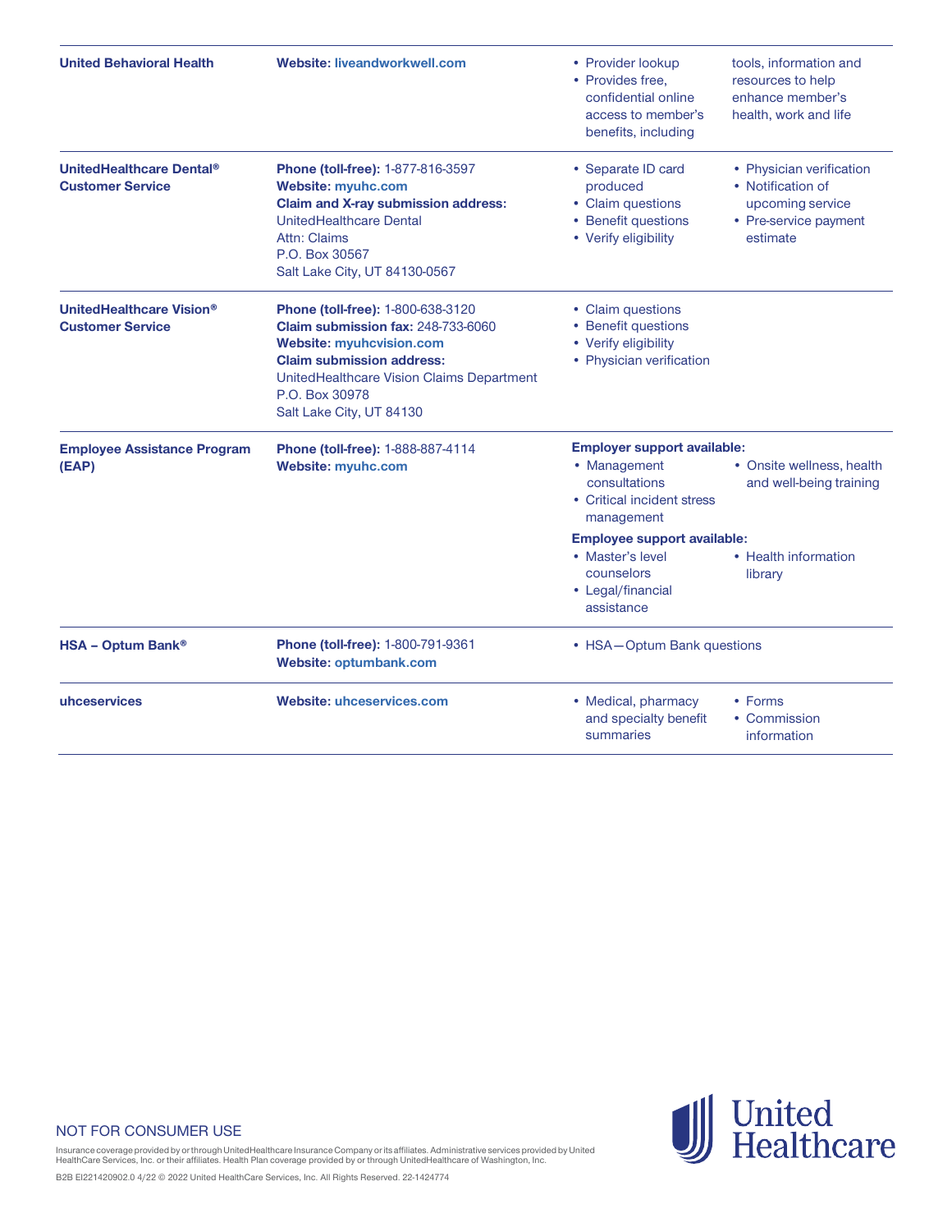| | | |
|---|---|---|
| **United Behavioral Health** | **Website:** liveandworkwell.com | • Provider lookup<br>• Provides free, confidential online access to member's benefits, including tools, information and resources to help enhance member's health, work and life |
| **UnitedHealthcare Dental® Customer Service** | **Phone (toll-free):** 1-877-816-3597<br>**Website:** myuhc.com<br>**Claim and X-ray submission address:**<br>UnitedHealthcare Dental<br>Attn: Claims<br>P.O. Box 30567<br>Salt Lake City, UT 84130-0567 | • Separate ID card produced<br>• Claim questions<br>• Benefit questions<br>• Verify eligibility<br>• Physician verification<br>• Notification of upcoming service<br>• Pre-service payment estimate |
| **UnitedHealthcare Vision® Customer Service** | **Phone (toll-free):** 1-800-638-3120<br>**Claim submission fax:** 248-733-6060<br>**Website:** myuhcvision.com<br>**Claim submission address:**<br>UnitedHealthcare Vision Claims Department<br>P.O. Box 30978<br>Salt Lake City, UT 84130 | • Claim questions<br>• Benefit questions<br>• Verify eligibility<br>• Physician verification |
| **Employee Assistance Program (EAP)** | **Phone (toll-free):** 1-888-887-4114<br>**Website:** myuhc.com | **Employer support available:**<br>• Management consultations<br>• Critical incident stress management<br>• Onsite wellness, health and well-being training<br>**Employee support available:**<br>• Master's level counselors<br>• Legal/financial assistance<br>• Health information library |
| **HSA – Optum Bank®** | **Phone (toll-free):** 1-800-791-9361<br>**Website:** optumbank.com | • HSA—Optum Bank questions |
| **uhceservices** | **Website:** uhceservices.com | • Medical, pharmacy and specialty benefit summaries<br>• Forms<br>• Commission information |

NOT FOR CONSUMER USE

Insurance coverage provided by or through UnitedHealthcare Insurance Company or its affiliates. Administrative services provided by United HealthCare Services, Inc. or their affiliates. Health Plan coverage provided by or through UnitedHealthcare of Washington, Inc.

B2B EI221420902.0 4/22 © 2022 United HealthCare Services, Inc. All Rights Reserved. 22-1424774

United Healthcare